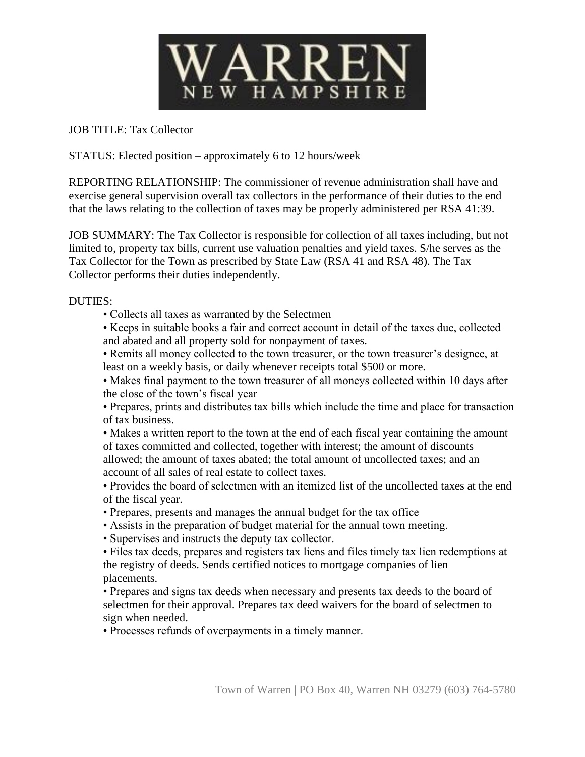# WARREN
## NEW HAMPSHIRE

JOB TITLE: Tax Collector

STATUS: Elected position – approximately 6 to 12 hours/week

REPORTING RELATIONSHIP: The commissioner of revenue administration shall have and exercise general supervision overall tax collectors in the performance of their duties to the end that the laws relating to the collection of taxes may be properly administered per RSA 41:39.

JOB SUMMARY: The Tax Collector is responsible for collection of all taxes including, but not limited to, property tax bills, current use valuation penalties and yield taxes. S/he serves as the Tax Collector for the Town as prescribed by State Law (RSA 41 and RSA 48). The Tax Collector performs their duties independently.

DUTIES:

- Collects all taxes as warranted by the Selectmen
- Keeps in suitable books a fair and correct account in detail of the taxes due, collected and abated and all property sold for nonpayment of taxes.
- Remits all money collected to the town treasurer, or the town treasurer's designee, at least on a weekly basis, or daily whenever receipts total $500 or more.
- Makes final payment to the town treasurer of all moneys collected within 10 days after the close of the town's fiscal year
- Prepares, prints and distributes tax bills which include the time and place for transaction of tax business.
- Makes a written report to the town at the end of each fiscal year containing the amount of taxes committed and collected, together with interest; the amount of discounts allowed; the amount of taxes abated; the total amount of uncollected taxes; and an account of all sales of real estate to collect taxes.
- Provides the board of selectmen with an itemized list of the uncollected taxes at the end of the fiscal year.
- Prepares, presents and manages the annual budget for the tax office
- Assists in the preparation of budget material for the annual town meeting.
- Supervises and instructs the deputy tax collector.
- Files tax deeds, prepares and registers tax liens and files timely tax lien redemptions at the registry of deeds. Sends certified notices to mortgage companies of lien placements.
- Prepares and signs tax deeds when necessary and presents tax deeds to the board of selectmen for their approval. Prepares tax deed waivers for the board of selectmen to sign when needed.
- Processes refunds of overpayments in a timely manner.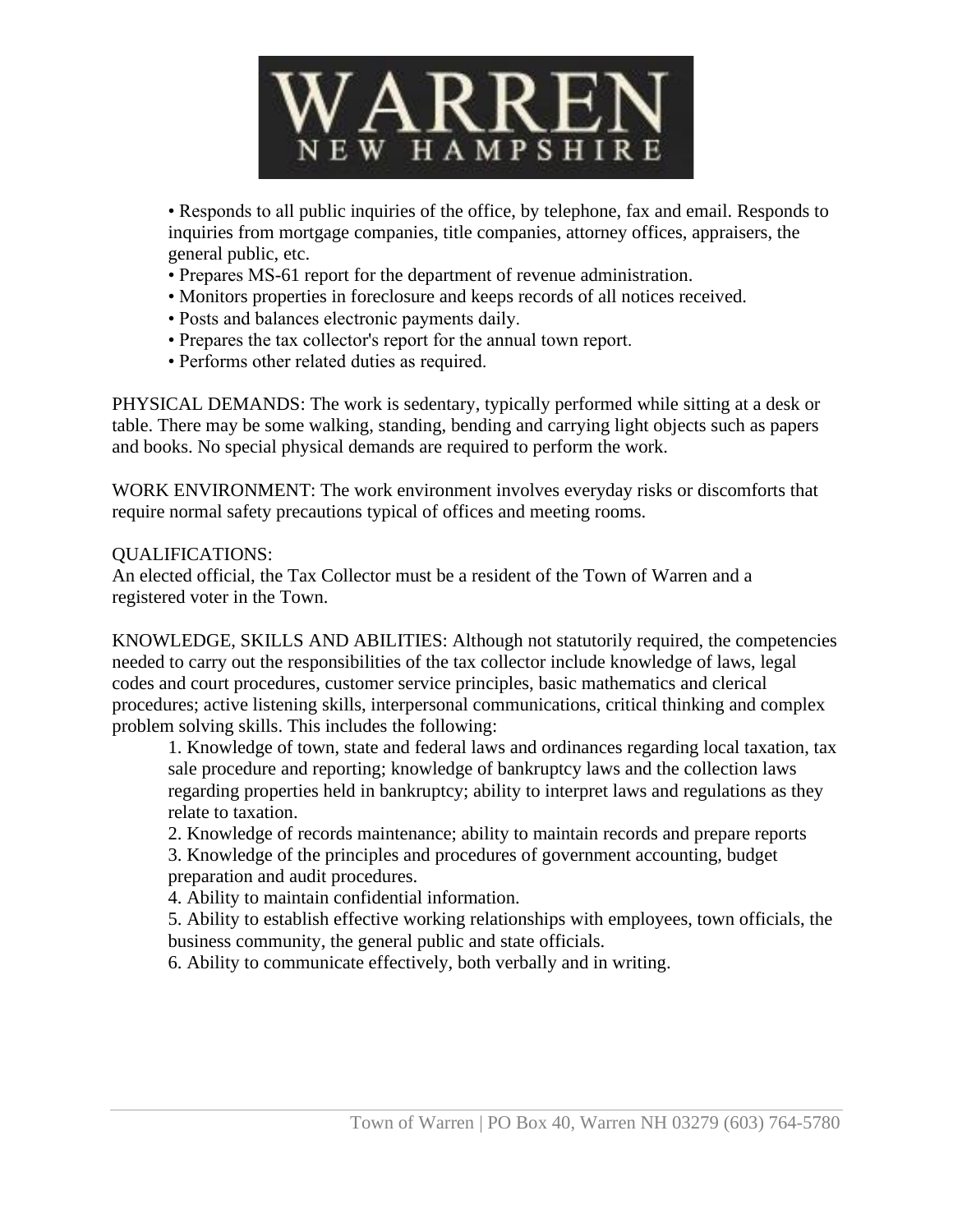- Responds to all public inquiries of the office, by telephone, fax and email. Responds to inquiries from mortgage companies, title companies, attorney offices, appraisers, the general public, etc.
- Prepares MS-61 report for the department of revenue administration.
- Monitors properties in foreclosure and keeps records of all notices received.
- Posts and balances electronic payments daily.
- Prepares the tax collector's report for the annual town report.
- Performs other related duties as required.

PHYSICAL DEMANDS: The work is sedentary, typically performed while sitting at a desk or table. There may be some walking, standing, bending and carrying light objects such as papers and books. No special physical demands are required to perform the work.

WORK ENVIRONMENT: The work environment involves everyday risks or discomforts that require normal safety precautions typical of offices and meeting rooms.

QUALIFICATIONS:
An elected official, the Tax Collector must be a resident of the Town of Warren and a registered voter in the Town.

KNOWLEDGE, SKILLS AND ABILITIES: Although not statutorily required, the competencies needed to carry out the responsibilities of the tax collector include knowledge of laws, legal codes and court procedures, customer service principles, basic mathematics and clerical procedures; active listening skills, interpersonal communications, critical thinking and complex problem solving skills. This includes the following:

1. Knowledge of town, state and federal laws and ordinances regarding local taxation, tax sale procedure and reporting; knowledge of bankruptcy laws and the collection laws regarding properties held in bankruptcy; ability to interpret laws and regulations as they relate to taxation.
2. Knowledge of records maintenance; ability to maintain records and prepare reports
3. Knowledge of the principles and procedures of government accounting, budget preparation and audit procedures.
4. Ability to maintain confidential information.
5. Ability to establish effective working relationships with employees, town officials, the business community, the general public and state officials.
6. Ability to communicate effectively, both verbally and in writing.